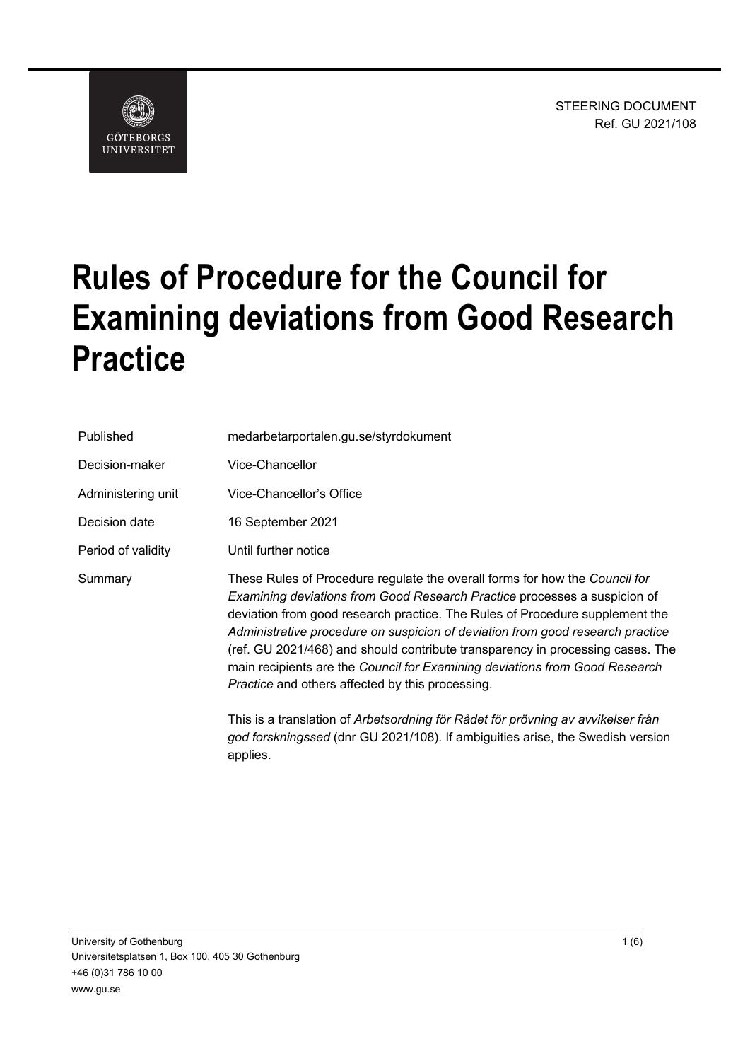STEERING DOCUMENT
Ref. GU 2021/108

# Rules of Procedure for the Council for Examining deviations from Good Research Practice

| | |
|---|---|
| Published | medarbetarportalen.gu.se/styrdokument |
| Decision-maker | Vice-Chancellor |
| Administering unit | Vice-Chancellor's Office |
| Decision date | 16 September 2021 |
| Period of validity | Until further notice |
| Summary | These Rules of Procedure regulate the overall forms for how the *Council for Examining deviations from Good Research Practice* processes a suspicion of deviation from good research practice. The Rules of Procedure supplement the *Administrative procedure on suspicion of deviation from good research practice* (ref. GU 2021/468) and should contribute transparency in processing cases. The main recipients are the *Council for Examining deviations from Good Research Practice* and others affected by this processing.<br><br>This is a translation of *Arbetsordning för Rådet för prövning av avvikelser från god forskningssed* (dnr GU 2021/108). If ambiguities arise, the Swedish version applies. |

University of Gothenburg
Universitetsplatsen 1, Box 100, 405 30 Gothenburg
+46 (0)31 786 10 00
www.gu.se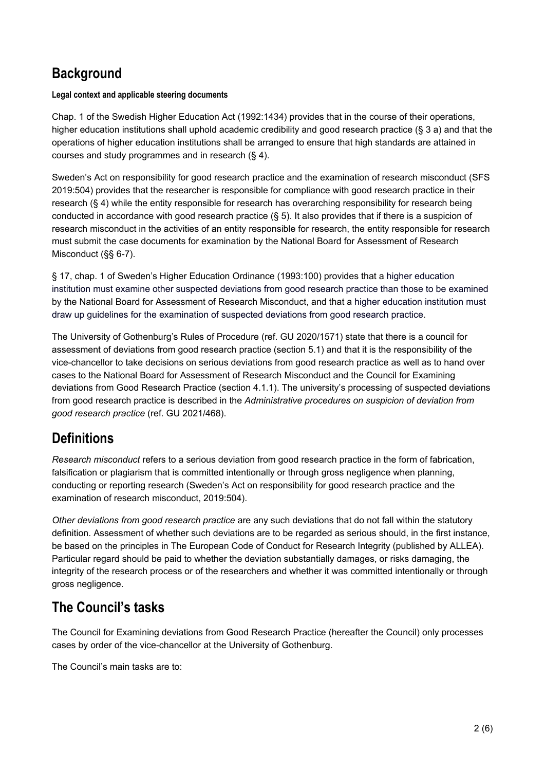## Background

**Legal context and applicable steering documents**

Chap. 1 of the Swedish Higher Education Act (1992:1434) provides that in the course of their operations, higher education institutions shall uphold academic credibility and good research practice (§ 3 a) and that the operations of higher education institutions shall be arranged to ensure that high standards are attained in courses and study programmes and in research (§ 4).

Sweden's Act on responsibility for good research practice and the examination of research misconduct (SFS 2019:504) provides that the researcher is responsible for compliance with good research practice in their research (§ 4) while the entity responsible for research has overarching responsibility for research being conducted in accordance with good research practice (§ 5). It also provides that if there is a suspicion of research misconduct in the activities of an entity responsible for research, the entity responsible for research must submit the case documents for examination by the National Board for Assessment of Research Misconduct (§§ 6-7).

§ 17, chap. 1 of Sweden's Higher Education Ordinance (1993:100) provides that a higher education institution must examine other suspected deviations from good research practice than those to be examined by the National Board for Assessment of Research Misconduct, and that a higher education institution must draw up guidelines for the examination of suspected deviations from good research practice.

The University of Gothenburg's Rules of Procedure (ref. GU 2020/1571) state that there is a council for assessment of deviations from good research practice (section 5.1) and that it is the responsibility of the vice-chancellor to take decisions on serious deviations from good research practice as well as to hand over cases to the National Board for Assessment of Research Misconduct and the Council for Examining deviations from Good Research Practice (section 4.1.1). The university's processing of suspected deviations from good research practice is described in the *Administrative procedures on suspicion of deviation from good research practice* (ref. GU 2021/468).

## Definitions

*Research misconduct* refers to a serious deviation from good research practice in the form of fabrication, falsification or plagiarism that is committed intentionally or through gross negligence when planning, conducting or reporting research (Sweden's Act on responsibility for good research practice and the examination of research misconduct, 2019:504).

*Other deviations from good research practice* are any such deviations that do not fall within the statutory definition. Assessment of whether such deviations are to be regarded as serious should, in the first instance, be based on the principles in The European Code of Conduct for Research Integrity (published by ALLEA). Particular regard should be paid to whether the deviation substantially damages, or risks damaging, the integrity of the research process or of the researchers and whether it was committed intentionally or through gross negligence.

## The Council's tasks

The Council for Examining deviations from Good Research Practice (hereafter the Council) only processes cases by order of the vice-chancellor at the University of Gothenburg.

The Council's main tasks are to: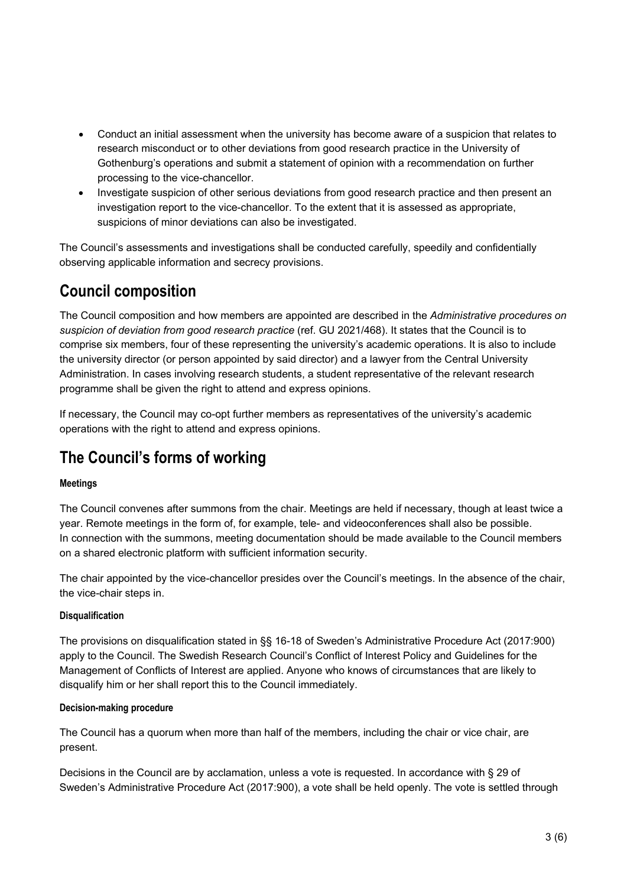- Conduct an initial assessment when the university has become aware of a suspicion that relates to research misconduct or to other deviations from good research practice in the University of Gothenburg's operations and submit a statement of opinion with a recommendation on further processing to the vice-chancellor.
- Investigate suspicion of other serious deviations from good research practice and then present an investigation report to the vice-chancellor. To the extent that it is assessed as appropriate, suspicions of minor deviations can also be investigated.

The Council's assessments and investigations shall be conducted carefully, speedily and confidentially observing applicable information and secrecy provisions.

## Council composition

The Council composition and how members are appointed are described in the *Administrative procedures on suspicion of deviation from good research practice* (ref. GU 2021/468). It states that the Council is to comprise six members, four of these representing the university's academic operations. It is also to include the university director (or person appointed by said director) and a lawyer from the Central University Administration. In cases involving research students, a student representative of the relevant research programme shall be given the right to attend and express opinions.

If necessary, the Council may co-opt further members as representatives of the university's academic operations with the right to attend and express opinions.

## The Council's forms of working

#### Meetings

The Council convenes after summons from the chair. Meetings are held if necessary, though at least twice a year. Remote meetings in the form of, for example, tele- and videoconferences shall also be possible. In connection with the summons, meeting documentation should be made available to the Council members on a shared electronic platform with sufficient information security.

The chair appointed by the vice-chancellor presides over the Council's meetings. In the absence of the chair, the vice-chair steps in.

#### Disqualification

The provisions on disqualification stated in §§ 16-18 of Sweden's Administrative Procedure Act (2017:900) apply to the Council. The Swedish Research Council's Conflict of Interest Policy and Guidelines for the Management of Conflicts of Interest are applied. Anyone who knows of circumstances that are likely to disqualify him or her shall report this to the Council immediately.

#### Decision-making procedure

The Council has a quorum when more than half of the members, including the chair or vice chair, are present.

Decisions in the Council are by acclamation, unless a vote is requested. In accordance with § 29 of Sweden's Administrative Procedure Act (2017:900), a vote shall be held openly. The vote is settled through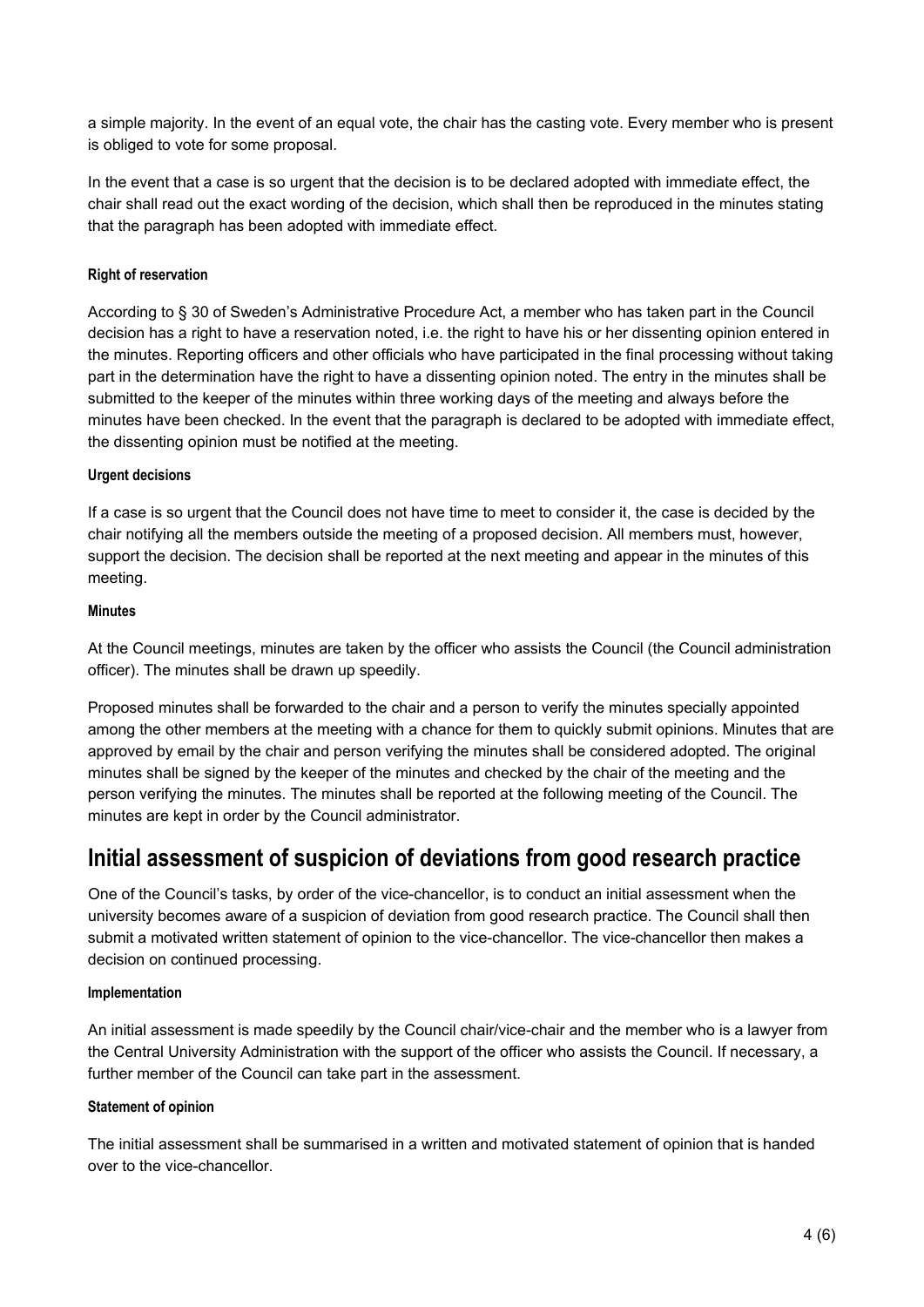a simple majority. In the event of an equal vote, the chair has the casting vote. Every member who is present is obliged to vote for some proposal.

In the event that a case is so urgent that the decision is to be declared adopted with immediate effect, the chair shall read out the exact wording of the decision, which shall then be reproduced in the minutes stating that the paragraph has been adopted with immediate effect.

#### Right of reservation

According to § 30 of Sweden's Administrative Procedure Act, a member who has taken part in the Council decision has a right to have a reservation noted, i.e. the right to have his or her dissenting opinion entered in the minutes. Reporting officers and other officials who have participated in the final processing without taking part in the determination have the right to have a dissenting opinion noted. The entry in the minutes shall be submitted to the keeper of the minutes within three working days of the meeting and always before the minutes have been checked. In the event that the paragraph is declared to be adopted with immediate effect, the dissenting opinion must be notified at the meeting.

#### Urgent decisions

If a case is so urgent that the Council does not have time to meet to consider it, the case is decided by the chair notifying all the members outside the meeting of a proposed decision. All members must, however, support the decision. The decision shall be reported at the next meeting and appear in the minutes of this meeting.

#### Minutes

At the Council meetings, minutes are taken by the officer who assists the Council (the Council administration officer). The minutes shall be drawn up speedily.

Proposed minutes shall be forwarded to the chair and a person to verify the minutes specially appointed among the other members at the meeting with a chance for them to quickly submit opinions. Minutes that are approved by email by the chair and person verifying the minutes shall be considered adopted. The original minutes shall be signed by the keeper of the minutes and checked by the chair of the meeting and the person verifying the minutes. The minutes shall be reported at the following meeting of the Council. The minutes are kept in order by the Council administrator.

## Initial assessment of suspicion of deviations from good research practice

One of the Council's tasks, by order of the vice-chancellor, is to conduct an initial assessment when the university becomes aware of a suspicion of deviation from good research practice. The Council shall then submit a motivated written statement of opinion to the vice-chancellor. The vice-chancellor then makes a decision on continued processing.

#### Implementation

An initial assessment is made speedily by the Council chair/vice-chair and the member who is a lawyer from the Central University Administration with the support of the officer who assists the Council. If necessary, a further member of the Council can take part in the assessment.

#### Statement of opinion

The initial assessment shall be summarised in a written and motivated statement of opinion that is handed over to the vice-chancellor.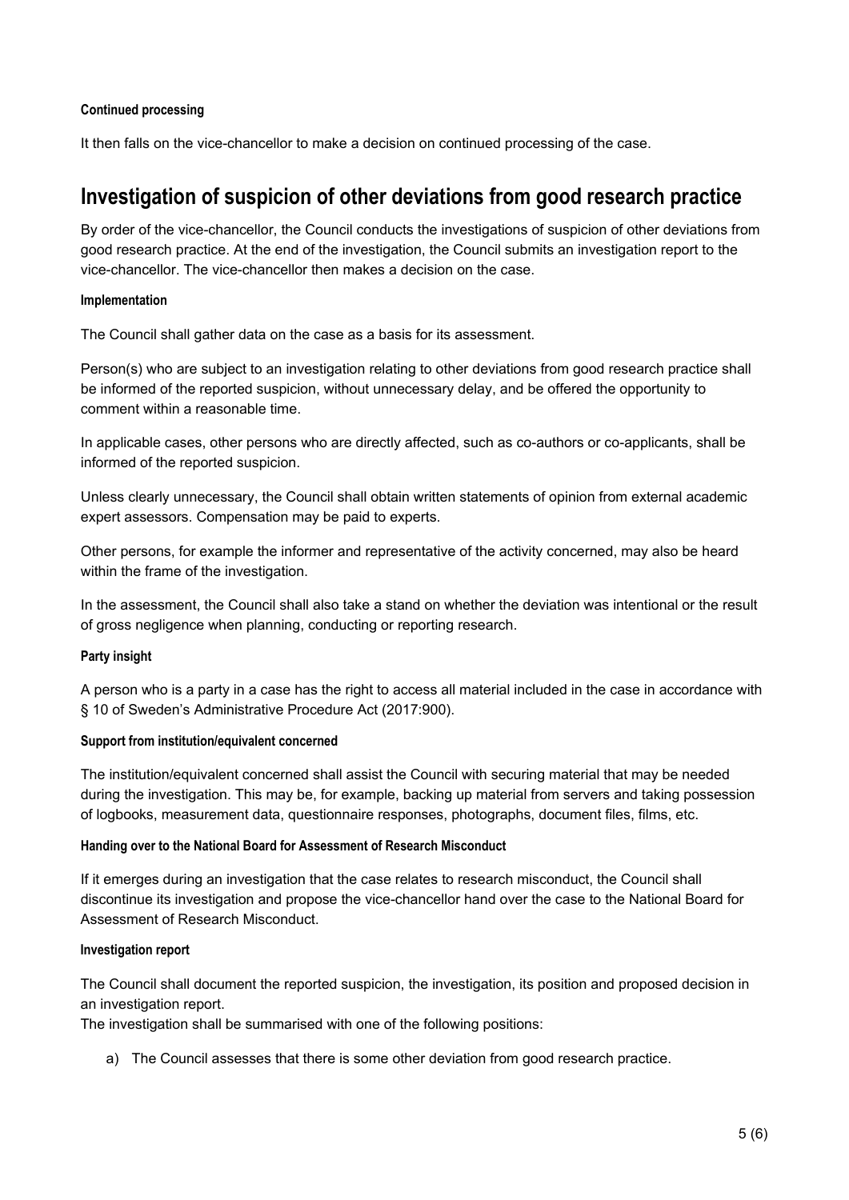#### Continued processing

It then falls on the vice-chancellor to make a decision on continued processing of the case.

## Investigation of suspicion of other deviations from good research practice

By order of the vice-chancellor, the Council conducts the investigations of suspicion of other deviations from good research practice. At the end of the investigation, the Council submits an investigation report to the vice-chancellor. The vice-chancellor then makes a decision on the case.

#### Implementation

The Council shall gather data on the case as a basis for its assessment.

Person(s) who are subject to an investigation relating to other deviations from good research practice shall be informed of the reported suspicion, without unnecessary delay, and be offered the opportunity to comment within a reasonable time.

In applicable cases, other persons who are directly affected, such as co-authors or co-applicants, shall be informed of the reported suspicion.

Unless clearly unnecessary, the Council shall obtain written statements of opinion from external academic expert assessors. Compensation may be paid to experts.

Other persons, for example the informer and representative of the activity concerned, may also be heard within the frame of the investigation.

In the assessment, the Council shall also take a stand on whether the deviation was intentional or the result of gross negligence when planning, conducting or reporting research.

#### Party insight

A person who is a party in a case has the right to access all material included in the case in accordance with § 10 of Sweden's Administrative Procedure Act (2017:900).

#### Support from institution/equivalent concerned

The institution/equivalent concerned shall assist the Council with securing material that may be needed during the investigation. This may be, for example, backing up material from servers and taking possession of logbooks, measurement data, questionnaire responses, photographs, document files, films, etc.

#### Handing over to the National Board for Assessment of Research Misconduct

If it emerges during an investigation that the case relates to research misconduct, the Council shall discontinue its investigation and propose the vice-chancellor hand over the case to the National Board for Assessment of Research Misconduct.

#### Investigation report

The Council shall document the reported suspicion, the investigation, its position and proposed decision in an investigation report.
The investigation shall be summarised with one of the following positions:

a) The Council assesses that there is some other deviation from good research practice.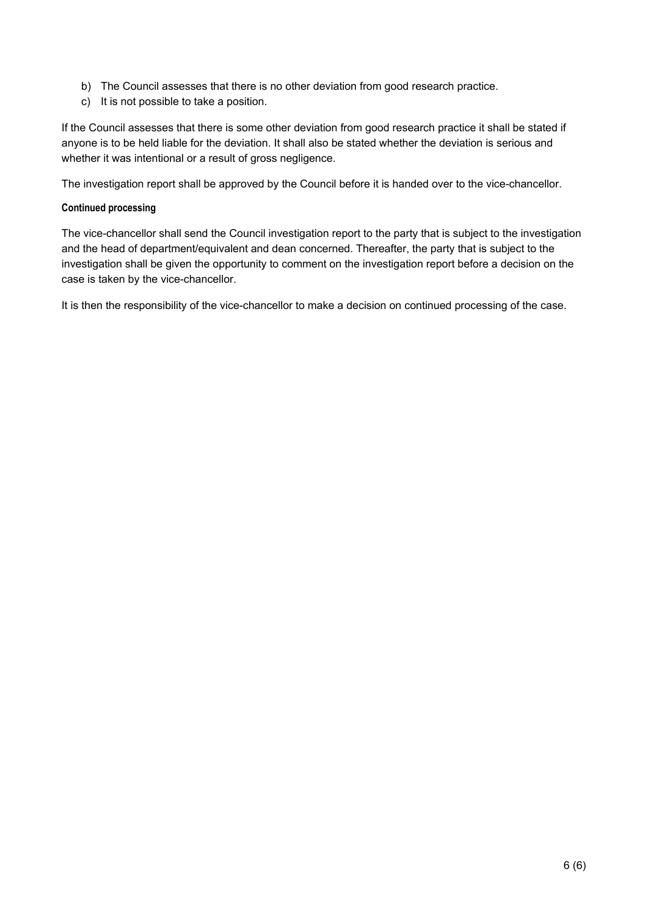b) The Council assesses that there is no other deviation from good research practice.
c) It is not possible to take a position.

If the Council assesses that there is some other deviation from good research practice it shall be stated if anyone is to be held liable for the deviation. It shall also be stated whether the deviation is serious and whether it was intentional or a result of gross negligence.

The investigation report shall be approved by the Council before it is handed over to the vice-chancellor.

#### Continued processing

The vice-chancellor shall send the Council investigation report to the party that is subject to the investigation and the head of department/equivalent and dean concerned. Thereafter, the party that is subject to the investigation shall be given the opportunity to comment on the investigation report before a decision on the case is taken by the vice-chancellor.

It is then the responsibility of the vice-chancellor to make a decision on continued processing of the case.